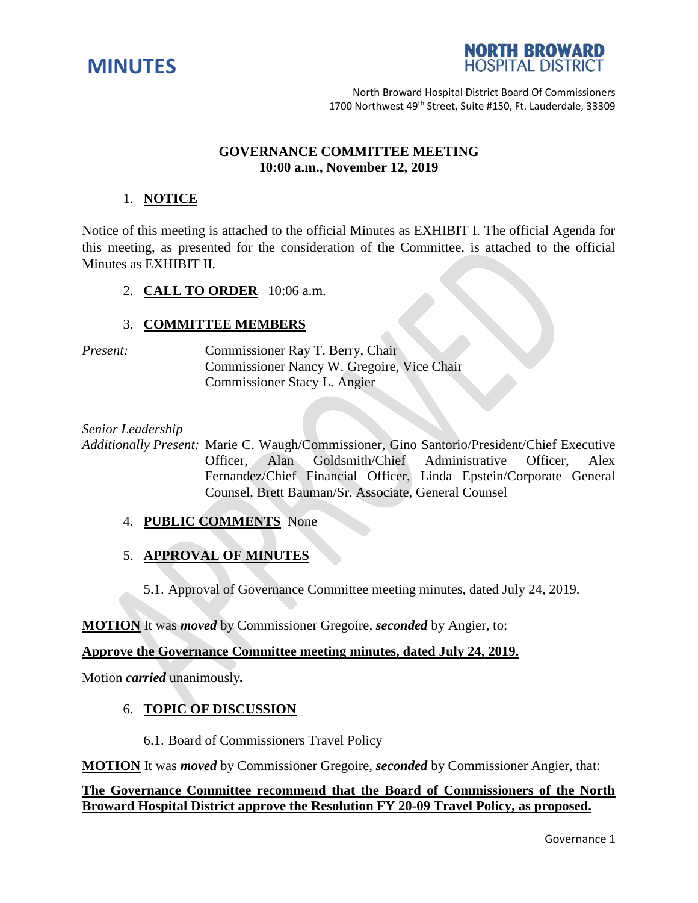# MINUTES

**NORTH BROWARD HOSPITAL DISTRICT**

North Broward Hospital District Board Of Commissioners
1700 Northwest 49th Street, Suite #150, Ft. Lauderdale, 33309

**GOVERNANCE COMMITTEE MEETING**
**10:00 a.m., November 12, 2019**

1. **NOTICE**

Notice of this meeting is attached to the official Minutes as EXHIBIT I. The official Agenda for this meeting, as presented for the consideration of the Committee, is attached to the official Minutes as EXHIBIT II.

2. **CALL TO ORDER** 10:06 a.m.

3. **COMMITTEE MEMBERS**

*Present:* Commissioner Ray T. Berry, Chair
Commissioner Nancy W. Gregoire, Vice Chair
Commissioner Stacy L. Angier

*Senior Leadership*
*Additionally Present:* Marie C. Waugh/Commissioner, Gino Santorio/President/Chief Executive Officer, Alan Goldsmith/Chief Administrative Officer, Alex Fernandez/Chief Financial Officer, Linda Epstein/Corporate General Counsel, Brett Bauman/Sr. Associate, General Counsel

4. **PUBLIC COMMENTS** None

5. **APPROVAL OF MINUTES**

5.1. Approval of Governance Committee meeting minutes, dated July 24, 2019.

**MOTION** It was ***moved*** by Commissioner Gregoire, ***seconded*** by Angier, to:

**Approve the Governance Committee meeting minutes, dated July 24, 2019.**

Motion ***carried*** unanimously**.**

6. **TOPIC OF DISCUSSION**

6.1. Board of Commissioners Travel Policy

**MOTION** It was ***moved*** by Commissioner Gregoire, ***seconded*** by Commissioner Angier, that:

**The Governance Committee recommend that the Board of Commissioners of the North Broward Hospital District approve the Resolution FY 20-09 Travel Policy, as proposed.**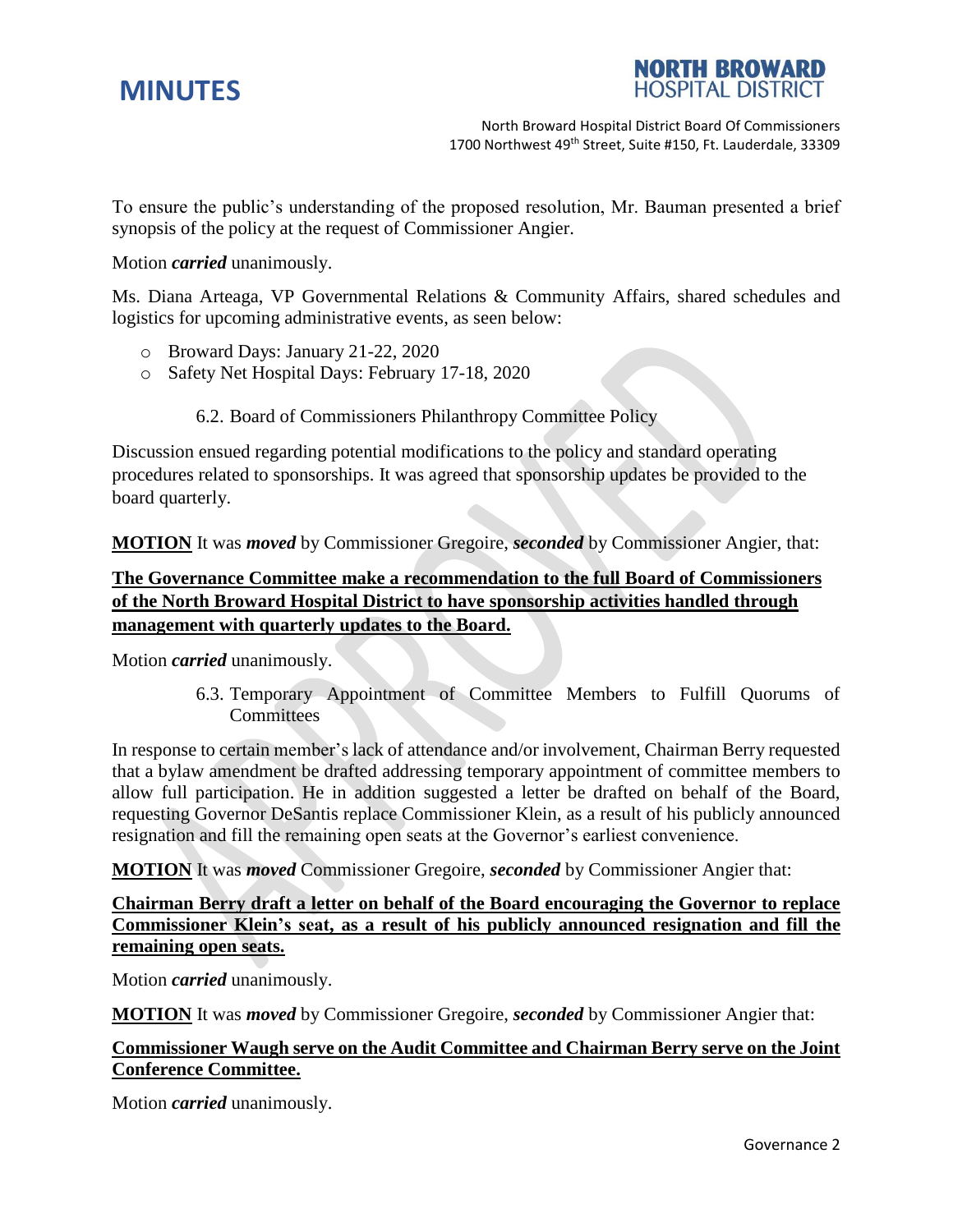To ensure the public's understanding of the proposed resolution, Mr. Bauman presented a brief synopsis of the policy at the request of Commissioner Angier.

Motion ***carried*** unanimously.

Ms. Diana Arteaga, VP Governmental Relations & Community Affairs, shared schedules and logistics for upcoming administrative events, as seen below:

- Broward Days: January 21-22, 2020
- Safety Net Hospital Days: February 17-18, 2020

### 6.2. Board of Commissioners Philanthropy Committee Policy

Discussion ensued regarding potential modifications to the policy and standard operating procedures related to sponsorships. It was agreed that sponsorship updates be provided to the board quarterly.

**MOTION** It was ***moved*** by Commissioner Gregoire, ***seconded*** by Commissioner Angier, that:

**The Governance Committee make a recommendation to the full Board of Commissioners of the North Broward Hospital District to have sponsorship activities handled through management with quarterly updates to the Board.**

Motion ***carried*** unanimously.

### 6.3. Temporary Appointment of Committee Members to Fulfill Quorums of Committees

In response to certain member's lack of attendance and/or involvement, Chairman Berry requested that a bylaw amendment be drafted addressing temporary appointment of committee members to allow full participation. He in addition suggested a letter be drafted on behalf of the Board, requesting Governor DeSantis replace Commissioner Klein, as a result of his publicly announced resignation and fill the remaining open seats at the Governor's earliest convenience.

**MOTION** It was ***moved*** Commissioner Gregoire, ***seconded*** by Commissioner Angier that:

**Chairman Berry draft a letter on behalf of the Board encouraging the Governor to replace Commissioner Klein's seat, as a result of his publicly announced resignation and fill the remaining open seats.**

Motion ***carried*** unanimously.

**MOTION** It was ***moved*** by Commissioner Gregoire, ***seconded*** by Commissioner Angier that:

**Commissioner Waugh serve on the Audit Committee and Chairman Berry serve on the Joint Conference Committee.**

Motion ***carried*** unanimously.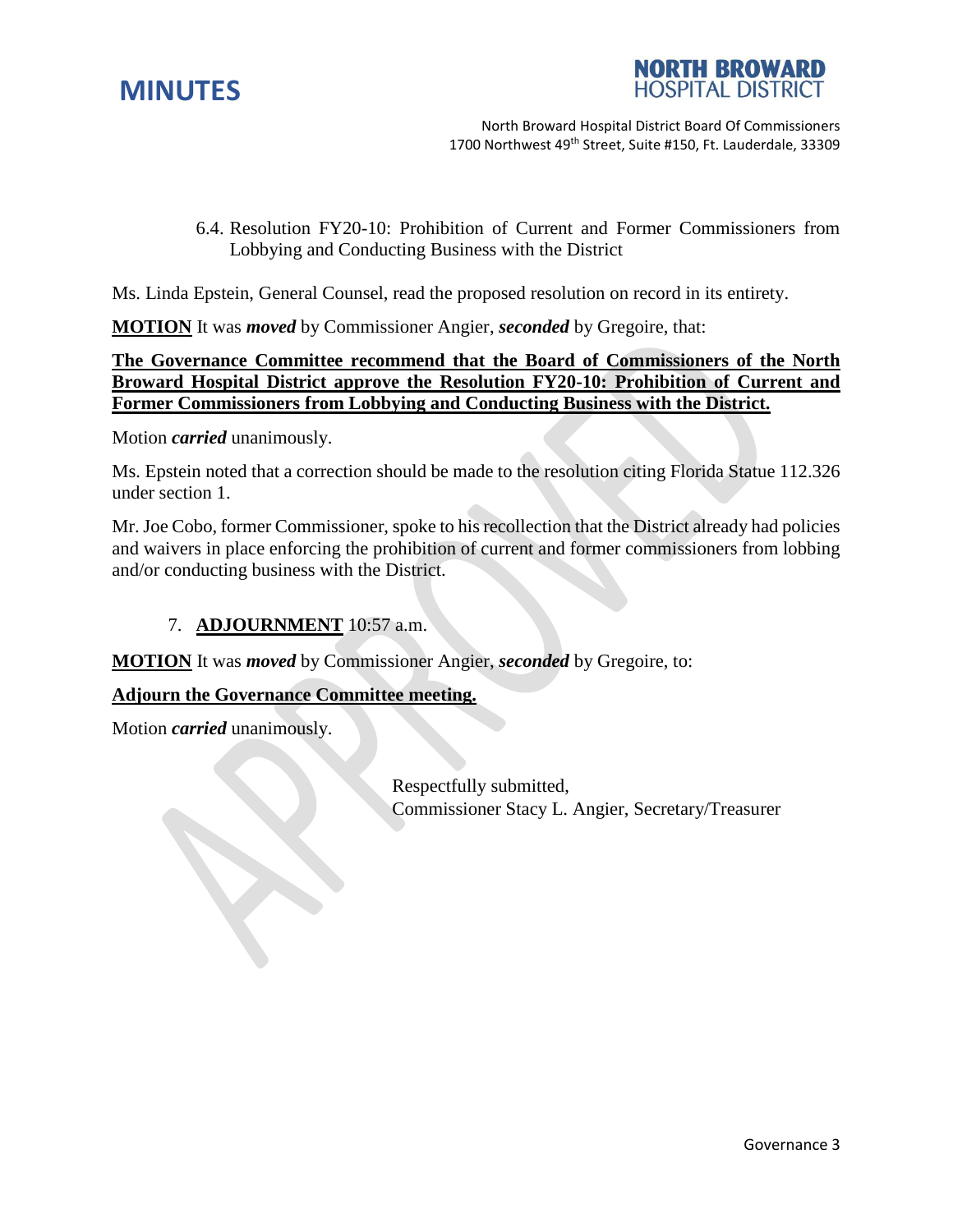6.4. Resolution FY20-10: Prohibition of Current and Former Commissioners from Lobbying and Conducting Business with the District

Ms. Linda Epstein, General Counsel, read the proposed resolution on record in its entirety.

**MOTION** It was ***moved*** by Commissioner Angier, ***seconded*** by Gregoire, that:

**The Governance Committee recommend that the Board of Commissioners of the North Broward Hospital District approve the Resolution FY20-10: Prohibition of Current and Former Commissioners from Lobbying and Conducting Business with the District.**

Motion ***carried*** unanimously.

Ms. Epstein noted that a correction should be made to the resolution citing Florida Statue 112.326 under section 1.

Mr. Joe Cobo, former Commissioner, spoke to his recollection that the District already had policies and waivers in place enforcing the prohibition of current and former commissioners from lobbing and/or conducting business with the District.

7. **ADJOURNMENT** 10:57 a.m.

**MOTION** It was ***moved*** by Commissioner Angier, ***seconded*** by Gregoire, to:

**Adjourn the Governance Committee meeting.**

Motion ***carried*** unanimously.

Respectfully submitted,
Commissioner Stacy L. Angier, Secretary/Treasurer